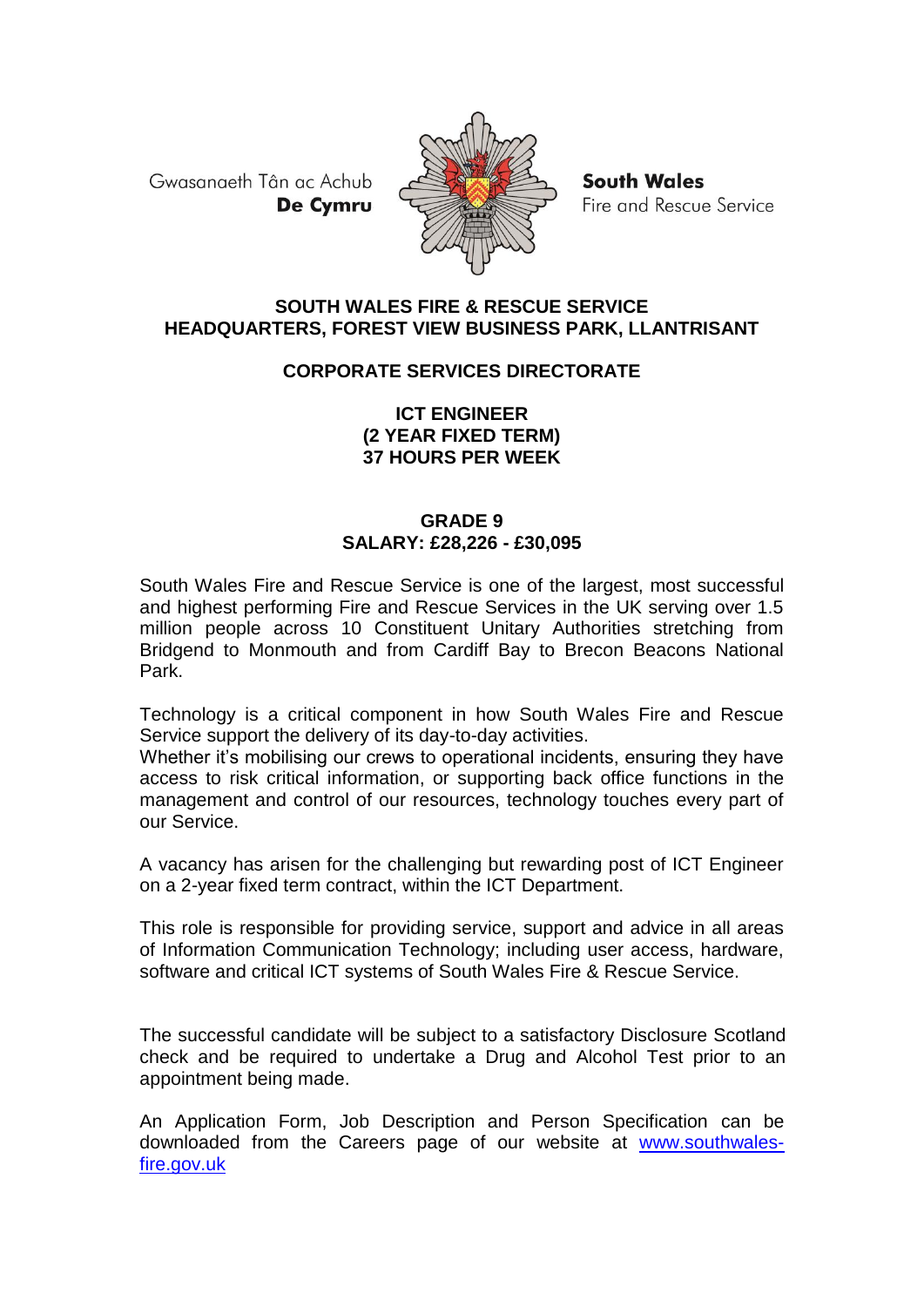Gwasanaeth Tân ac Achub **De Cymru**

**South Wales** Fire and Rescue Service

**SOUTH WALES FIRE & RESCUE SERVICE**
**HEADQUARTERS, FOREST VIEW BUSINESS PARK, LLANTRISANT**

**CORPORATE SERVICES DIRECTORATE**

**ICT ENGINEER**
**(2 YEAR FIXED TERM)**
**37 HOURS PER WEEK**

**GRADE 9**
**SALARY: £28,226 - £30,095**

South Wales Fire and Rescue Service is one of the largest, most successful and highest performing Fire and Rescue Services in the UK serving over 1.5 million people across 10 Constituent Unitary Authorities stretching from Bridgend to Monmouth and from Cardiff Bay to Brecon Beacons National Park.

Technology is a critical component in how South Wales Fire and Rescue Service support the delivery of its day-to-day activities.
Whether it's mobilising our crews to operational incidents, ensuring they have access to risk critical information, or supporting back office functions in the management and control of our resources, technology touches every part of our Service.

A vacancy has arisen for the challenging but rewarding post of ICT Engineer on a 2-year fixed term contract, within the ICT Department.

This role is responsible for providing service, support and advice in all areas of Information Communication Technology; including user access, hardware, software and critical ICT systems of South Wales Fire & Rescue Service.

The successful candidate will be subject to a satisfactory Disclosure Scotland check and be required to undertake a Drug and Alcohol Test prior to an appointment being made.

An Application Form, Job Description and Person Specification can be downloaded from the Careers page of our website at [www.southwales-fire.gov.uk](www.southwales-fire.gov.uk)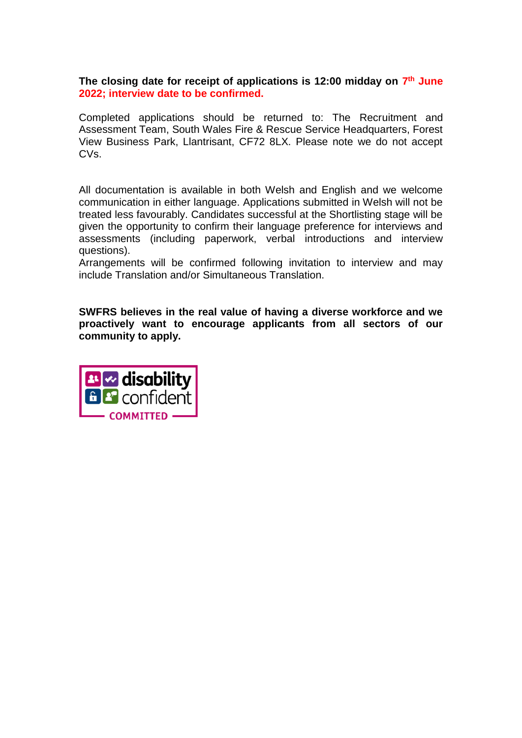**The closing date for receipt of applications is 12:00 midday on 7th June 2022; interview date to be confirmed.**

Completed applications should be returned to: The Recruitment and Assessment Team, South Wales Fire & Rescue Service Headquarters, Forest View Business Park, Llantrisant, CF72 8LX. Please note we do not accept CVs.

All documentation is available in both Welsh and English and we welcome communication in either language. Applications submitted in Welsh will not be treated less favourably. Candidates successful at the Shortlisting stage will be given the opportunity to confirm their language preference for interviews and assessments (including paperwork, verbal introductions and interview questions).
Arrangements will be confirmed following invitation to interview and may include Translation and/or Simultaneous Translation.

**SWFRS believes in the real value of having a diverse workforce and we proactively want to encourage applicants from all sectors of our community to apply.**

disability confident
COMMITTED